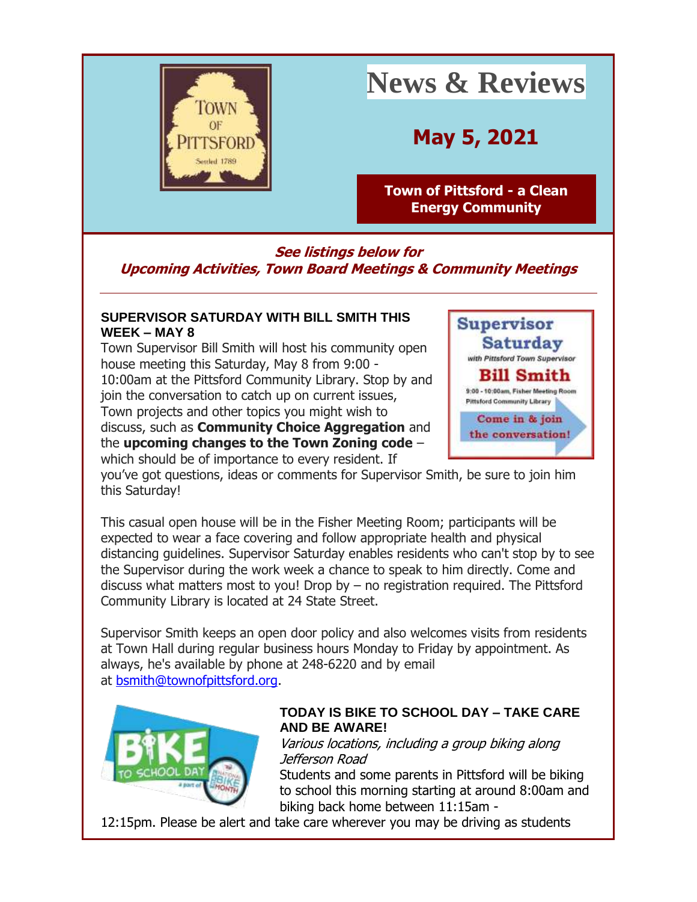# News & Reviews

## May 5, 2021

**Town of Pittsford - a Clean Energy Community**

***See listings below for Upcoming Activities, Town Board Meetings & Community Meetings***

---

### SUPERVISOR SATURDAY WITH BILL SMITH THIS WEEK – MAY 8

Town Supervisor Bill Smith will host his community open house meeting this Saturday, May 8 from 9:00 - 10:00am at the Pittsford Community Library. Stop by and join the conversation to catch up on current issues, Town projects and other topics you might wish to discuss, such as **Community Choice Aggregation** and the **upcoming changes to the Town Zoning code** – which should be of importance to every resident. If you've got questions, ideas or comments for Supervisor Smith, be sure to join him this Saturday!

This casual open house will be in the Fisher Meeting Room; participants will be expected to wear a face covering and follow appropriate health and physical distancing guidelines. Supervisor Saturday enables residents who can't stop by to see the Supervisor during the work week a chance to speak to him directly. Come and discuss what matters most to you! Drop by – no registration required. The Pittsford Community Library is located at 24 State Street.

Supervisor Smith keeps an open door policy and also welcomes visits from residents at Town Hall during regular business hours Monday to Friday by appointment. As always, he's available by phone at 248-6220 and by email at bsmith@townofpittsford.org.

### TODAY IS BIKE TO SCHOOL DAY – TAKE CARE AND BE AWARE!

*Various locations, including a group biking along Jefferson Road*

Students and some parents in Pittsford will be biking to school this morning starting at around 8:00am and biking back home between 11:15am - 12:15pm. Please be alert and take care wherever you may be driving as students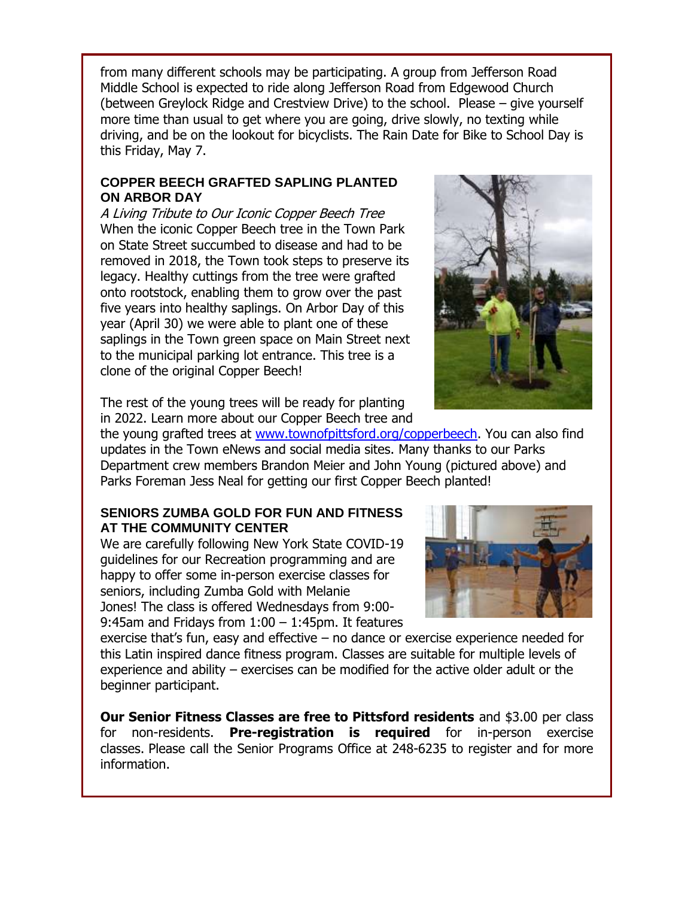from many different schools may be participating. A group from Jefferson Road Middle School is expected to ride along Jefferson Road from Edgewood Church (between Greylock Ridge and Crestview Drive) to the school.  Please – give yourself more time than usual to get where you are going, drive slowly, no texting while driving, and be on the lookout for bicyclists. The Rain Date for Bike to School Day is this Friday, May 7.

### COPPER BEECH GRAFTED SAPLING PLANTED ON ARBOR DAY

*A Living Tribute to Our Iconic Copper Beech Tree*

When the iconic Copper Beech tree in the Town Park on State Street succumbed to disease and had to be removed in 2018, the Town took steps to preserve its legacy. Healthy cuttings from the tree were grafted onto rootstock, enabling them to grow over the past five years into healthy saplings. On Arbor Day of this year (April 30) we were able to plant one of these saplings in the Town green space on Main Street next to the municipal parking lot entrance. This tree is a clone of the original Copper Beech!

The rest of the young trees will be ready for planting in 2022. Learn more about our Copper Beech tree and the young grafted trees at [www.townofpittsford.org/copperbeech](www.townofpittsford.org/copperbeech). You can also find updates in the Town eNews and social media sites. Many thanks to our Parks Department crew members Brandon Meier and John Young (pictured above) and Parks Foreman Jess Neal for getting our first Copper Beech planted!

### SENIORS ZUMBA GOLD FOR FUN AND FITNESS AT THE COMMUNITY CENTER

We are carefully following New York State COVID-19 guidelines for our Recreation programming and are happy to offer some in-person exercise classes for seniors, including Zumba Gold with Melanie Jones! The class is offered Wednesdays from 9:00-9:45am and Fridays from 1:00 – 1:45pm. It features exercise that's fun, easy and effective – no dance or exercise experience needed for this Latin inspired dance fitness program. Classes are suitable for multiple levels of experience and ability – exercises can be modified for the active older adult or the beginner participant.

**Our Senior Fitness Classes are free to Pittsford residents** and $3.00 per class for non-residents. **Pre-registration is required** for in-person exercise classes. Please call the Senior Programs Office at 248-6235 to register and for more information.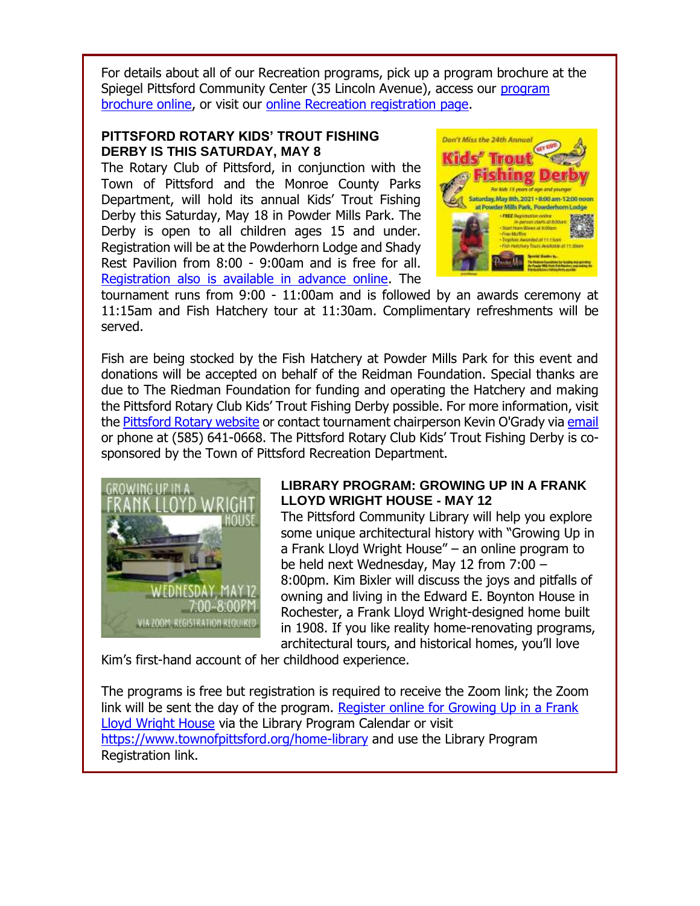For details about all of our Recreation programs, pick up a program brochure at the Spiegel Pittsford Community Center (35 Lincoln Avenue), access our program brochure online, or visit our online Recreation registration page.

**PITTSFORD ROTARY KIDS' TROUT FISHING DERBY IS THIS SATURDAY, MAY 8**

The Rotary Club of Pittsford, in conjunction with the Town of Pittsford and the Monroe County Parks Department, will hold its annual Kids' Trout Fishing Derby this Saturday, May 18 in Powder Mills Park. The Derby is open to all children ages 15 and under. Registration will be at the Powderhorn Lodge and Shady Rest Pavilion from 8:00 - 9:00am and is free for all. Registration also is available in advance online. The tournament runs from 9:00 - 11:00am and is followed by an awards ceremony at 11:15am and Fish Hatchery tour at 11:30am. Complimentary refreshments will be served.

Fish are being stocked by the Fish Hatchery at Powder Mills Park for this event and donations will be accepted on behalf of the Reidman Foundation. Special thanks are due to The Riedman Foundation for funding and operating the Hatchery and making the Pittsford Rotary Club Kids' Trout Fishing Derby possible. For more information, visit the Pittsford Rotary website or contact tournament chairperson Kevin O'Grady via email or phone at (585) 641-0668. The Pittsford Rotary Club Kids' Trout Fishing Derby is co-sponsored by the Town of Pittsford Recreation Department.

**LIBRARY PROGRAM: GROWING UP IN A FRANK LLOYD WRIGHT HOUSE - MAY 12**

The Pittsford Community Library will help you explore some unique architectural history with "Growing Up in a Frank Lloyd Wright House" – an online program to be held next Wednesday, May 12 from 7:00 – 8:00pm. Kim Bixler will discuss the joys and pitfalls of owning and living in the Edward E. Boynton House in Rochester, a Frank Lloyd Wright-designed home built in 1908. If you like reality home-renovating programs, architectural tours, and historical homes, you'll love Kim's first-hand account of her childhood experience.

The programs is free but registration is required to receive the Zoom link; the Zoom link will be sent the day of the program. Register online for Growing Up in a Frank Lloyd Wright House via the Library Program Calendar or visit https://www.townofpittsford.org/home-library and use the Library Program Registration link.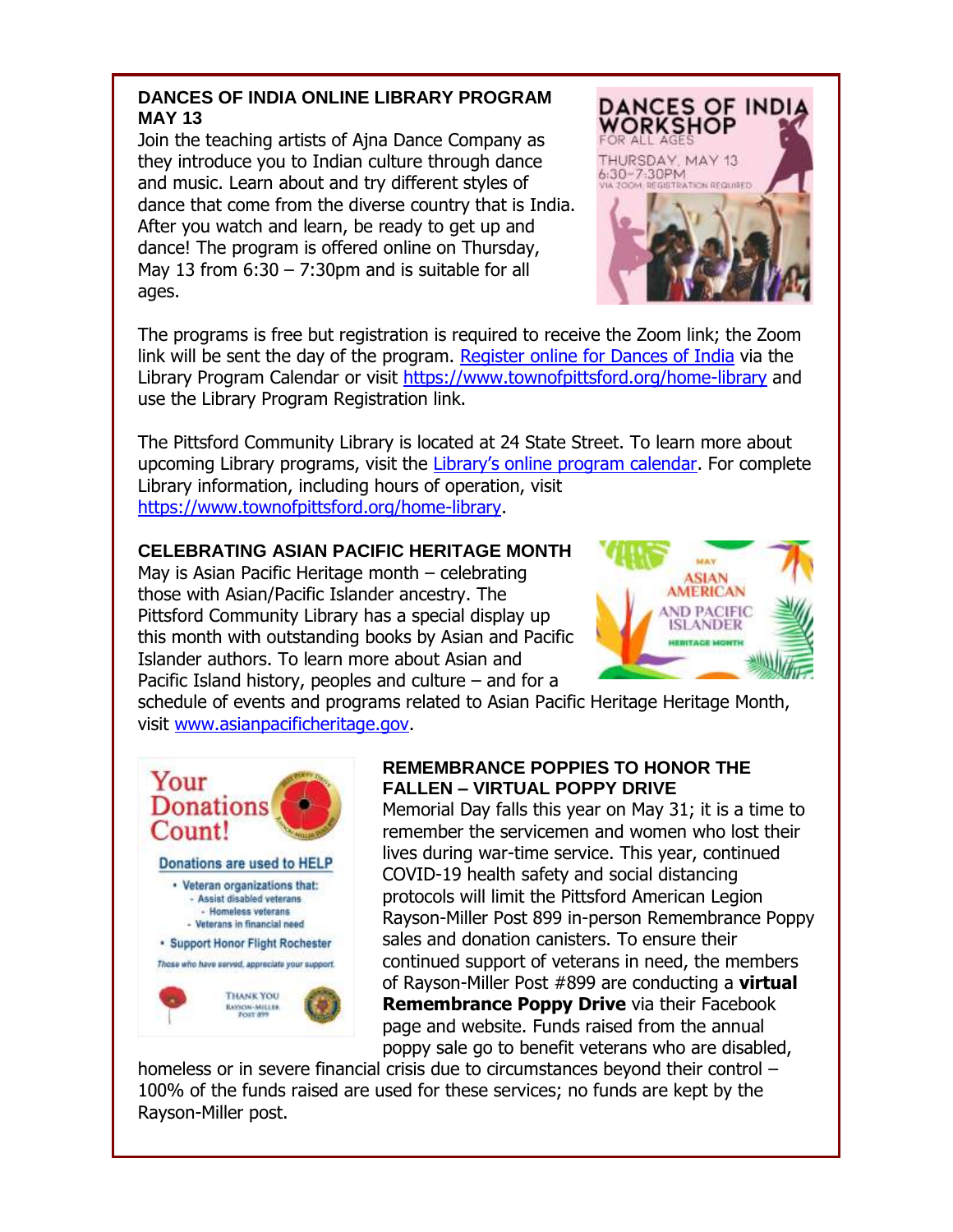### DANCES OF INDIA ONLINE LIBRARY PROGRAM MAY 13

Join the teaching artists of Ajna Dance Company as they introduce you to Indian culture through dance and music. Learn about and try different styles of dance that come from the diverse country that is India. After you watch and learn, be ready to get up and dance! The program is offered online on Thursday, May 13 from 6:30 – 7:30pm and is suitable for all ages.

The programs is free but registration is required to receive the Zoom link; the Zoom link will be sent the day of the program. Register online for Dances of India via the Library Program Calendar or visit https://www.townofpittsford.org/home-library and use the Library Program Registration link.

The Pittsford Community Library is located at 24 State Street. To learn more about upcoming Library programs, visit the Library's online program calendar. For complete Library information, including hours of operation, visit https://www.townofpittsford.org/home-library.

### CELEBRATING ASIAN PACIFIC HERITAGE MONTH

May is Asian Pacific Heritage month – celebrating those with Asian/Pacific Islander ancestry. The Pittsford Community Library has a special display up this month with outstanding books by Asian and Pacific Islander authors. To learn more about Asian and Pacific Island history, peoples and culture – and for a schedule of events and programs related to Asian Pacific Heritage Heritage Month, visit www.asianpacificheritage.gov.

### REMEMBRANCE POPPIES TO HONOR THE FALLEN – VIRTUAL POPPY DRIVE

Memorial Day falls this year on May 31; it is a time to remember the servicemen and women who lost their lives during war-time service. This year, continued COVID-19 health safety and social distancing protocols will limit the Pittsford American Legion Rayson-Miller Post 899 in-person Remembrance Poppy sales and donation canisters. To ensure their continued support of veterans in need, the members of Rayson-Miller Post #899 are conducting a **virtual Remembrance Poppy Drive** via their Facebook page and website. Funds raised from the annual poppy sale go to benefit veterans who are disabled, homeless or in severe financial crisis due to circumstances beyond their control – 100% of the funds raised are used for these services; no funds are kept by the Rayson-Miller post.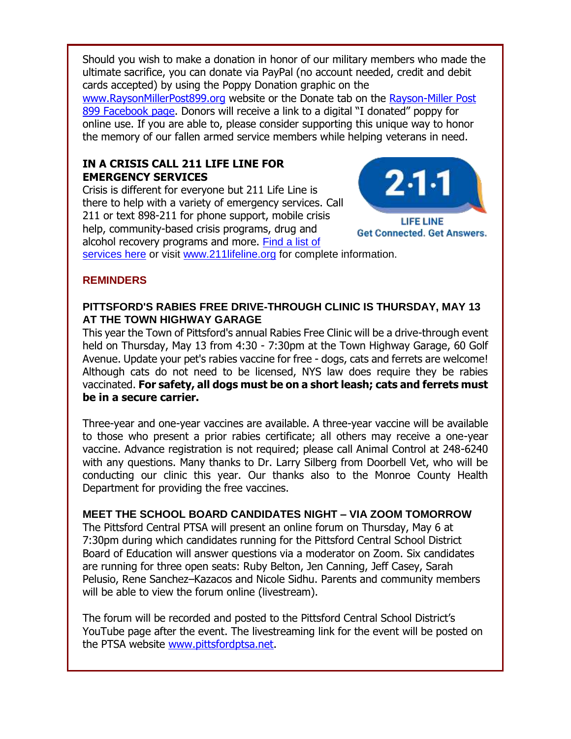Should you wish to make a donation in honor of our military members who made the ultimate sacrifice, you can donate via PayPal (no account needed, credit and debit cards accepted) by using the Poppy Donation graphic on the www.RaysonMillerPost899.org website or the Donate tab on the Rayson-Miller Post 899 Facebook page. Donors will receive a link to a digital "I donated" poppy for online use. If you are able to, please consider supporting this unique way to honor the memory of our fallen armed service members while helping veterans in need.

**IN A CRISIS CALL 211 LIFE LINE FOR EMERGENCY SERVICES**

Crisis is different for everyone but 211 Life Line is there to help with a variety of emergency services. Call 211 or text 898-211 for phone support, mobile crisis help, community-based crisis programs, drug and alcohol recovery programs and more. Find a list of services here or visit www.211lifeline.org for complete information.

2·1·1 LIFE LINE Get Connected. Get Answers.

## REMINDERS

**PITTSFORD'S RABIES FREE DRIVE-THROUGH CLINIC IS THURSDAY, MAY 13 AT THE TOWN HIGHWAY GARAGE**

This year the Town of Pittsford's annual Rabies Free Clinic will be a drive-through event held on Thursday, May 13 from 4:30 - 7:30pm at the Town Highway Garage, 60 Golf Avenue. Update your pet's rabies vaccine for free - dogs, cats and ferrets are welcome! Although cats do not need to be licensed, NYS law does require they be rabies vaccinated. **For safety, all dogs must be on a short leash; cats and ferrets must be in a secure carrier.**

Three-year and one-year vaccines are available. A three-year vaccine will be available to those who present a prior rabies certificate; all others may receive a one-year vaccine. Advance registration is not required; please call Animal Control at 248-6240 with any questions. Many thanks to Dr. Larry Silberg from Doorbell Vet, who will be conducting our clinic this year. Our thanks also to the Monroe County Health Department for providing the free vaccines.

**MEET THE SCHOOL BOARD CANDIDATES NIGHT – VIA ZOOM TOMORROW**

The Pittsford Central PTSA will present an online forum on Thursday, May 6 at 7:30pm during which candidates running for the Pittsford Central School District Board of Education will answer questions via a moderator on Zoom. Six candidates are running for three open seats: Ruby Belton, Jen Canning, Jeff Casey, Sarah Pelusio, Rene Sanchez–Kazacos and Nicole Sidhu. Parents and community members will be able to view the forum online (livestream).

The forum will be recorded and posted to the Pittsford Central School District's YouTube page after the event. The livestreaming link for the event will be posted on the PTSA website www.pittsfordptsa.net.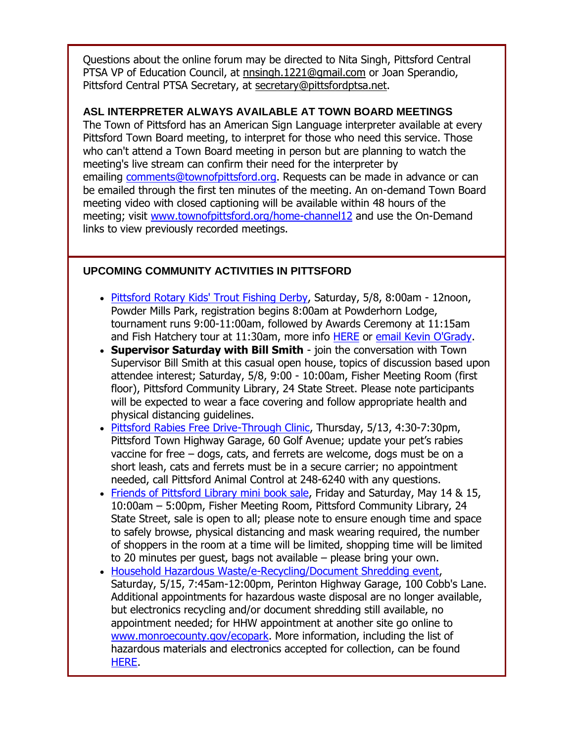Questions about the online forum may be directed to Nita Singh, Pittsford Central PTSA VP of Education Council, at nnsingh.1221@gmail.com or Joan Sperandio, Pittsford Central PTSA Secretary, at secretary@pittsfordptsa.net.

**ASL INTERPRETER ALWAYS AVAILABLE AT TOWN BOARD MEETINGS**

The Town of Pittsford has an American Sign Language interpreter available at every Pittsford Town Board meeting, to interpret for those who need this service. Those who can't attend a Town Board meeting in person but are planning to watch the meeting's live stream can confirm their need for the interpreter by emailing comments@townofpittsford.org. Requests can be made in advance or can be emailed through the first ten minutes of the meeting. An on-demand Town Board meeting video with closed captioning will be available within 48 hours of the meeting; visit www.townofpittsford.org/home-channel12 and use the On-Demand links to view previously recorded meetings.

**UPCOMING COMMUNITY ACTIVITIES IN PITTSFORD**

- Pittsford Rotary Kids' Trout Fishing Derby, Saturday, 5/8, 8:00am - 12noon, Powder Mills Park, registration begins 8:00am at Powderhorn Lodge, tournament runs 9:00-11:00am, followed by Awards Ceremony at 11:15am and Fish Hatchery tour at 11:30am, more info HERE or email Kevin O'Grady.
- **Supervisor Saturday with Bill Smith** - join the conversation with Town Supervisor Bill Smith at this casual open house, topics of discussion based upon attendee interest; Saturday, 5/8, 9:00 - 10:00am, Fisher Meeting Room (first floor), Pittsford Community Library, 24 State Street. Please note participants will be expected to wear a face covering and follow appropriate health and physical distancing guidelines.
- Pittsford Rabies Free Drive-Through Clinic, Thursday, 5/13, 4:30-7:30pm, Pittsford Town Highway Garage, 60 Golf Avenue; update your pet's rabies vaccine for free – dogs, cats, and ferrets are welcome, dogs must be on a short leash, cats and ferrets must be in a secure carrier; no appointment needed, call Pittsford Animal Control at 248-6240 with any questions.
- Friends of Pittsford Library mini book sale, Friday and Saturday, May 14 & 15, 10:00am – 5:00pm, Fisher Meeting Room, Pittsford Community Library, 24 State Street, sale is open to all; please note to ensure enough time and space to safely browse, physical distancing and mask wearing required, the number of shoppers in the room at a time will be limited, shopping time will be limited to 20 minutes per guest, bags not available – please bring your own.
- Household Hazardous Waste/e-Recycling/Document Shredding event, Saturday, 5/15, 7:45am-12:00pm, Perinton Highway Garage, 100 Cobb's Lane. Additional appointments for hazardous waste disposal are no longer available, but electronics recycling and/or document shredding still available, no appointment needed; for HHW appointment at another site go online to www.monroecounty.gov/ecopark. More information, including the list of hazardous materials and electronics accepted for collection, can be found HERE.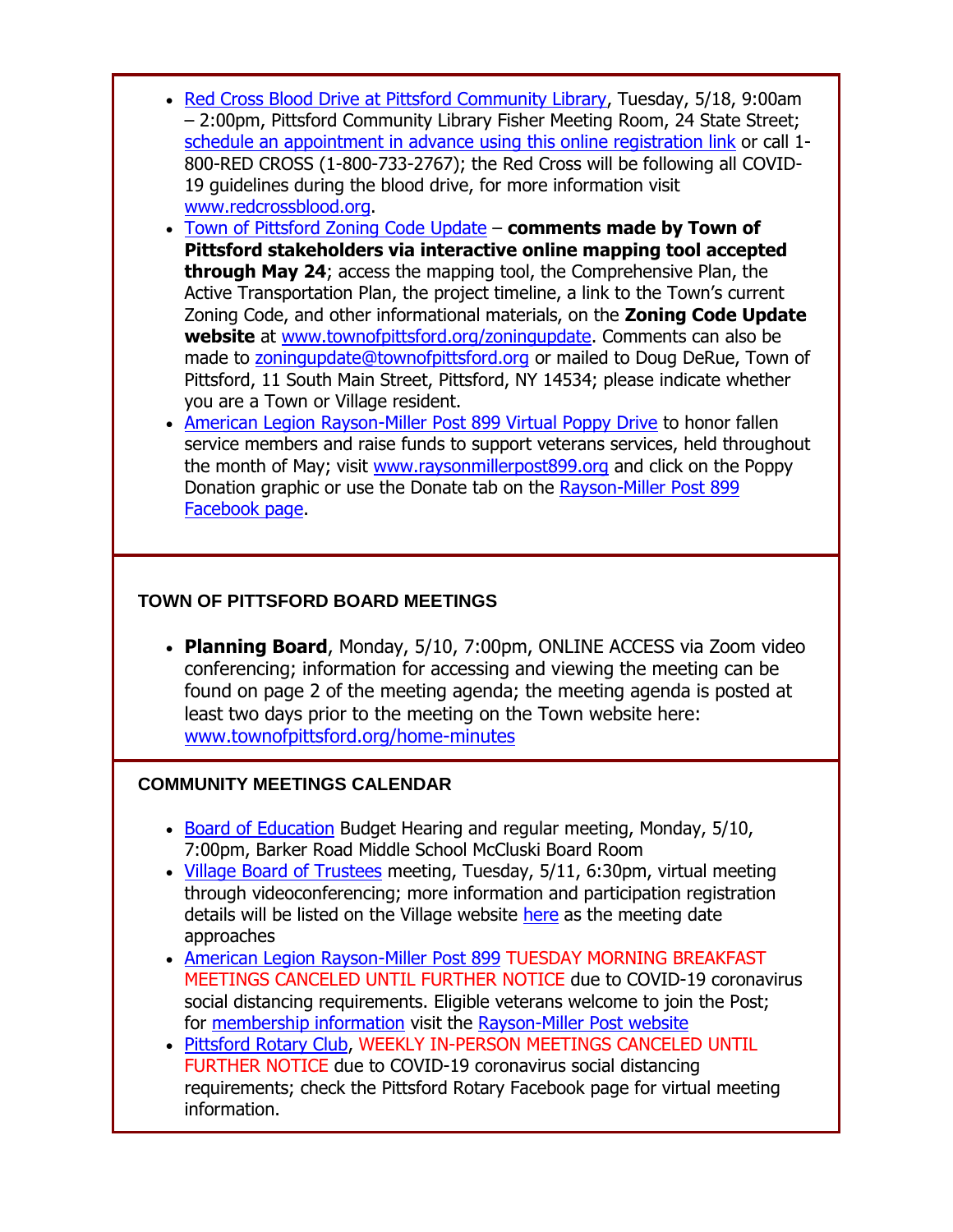- Red Cross Blood Drive at Pittsford Community Library, Tuesday, 5/18, 9:00am – 2:00pm, Pittsford Community Library Fisher Meeting Room, 24 State Street; schedule an appointment in advance using this online registration link or call 1-800-RED CROSS (1-800-733-2767); the Red Cross will be following all COVID-19 guidelines during the blood drive, for more information visit www.redcrossblood.org.
- Town of Pittsford Zoning Code Update – **comments made by Town of Pittsford stakeholders via interactive online mapping tool accepted through May 24**; access the mapping tool, the Comprehensive Plan, the Active Transportation Plan, the project timeline, a link to the Town's current Zoning Code, and other informational materials, on the **Zoning Code Update website** at www.townofpittsford.org/zoningupdate. Comments can also be made to zoningupdate@townofpittsford.org or mailed to Doug DeRue, Town of Pittsford, 11 South Main Street, Pittsford, NY 14534; please indicate whether you are a Town or Village resident.
- American Legion Rayson-Miller Post 899 Virtual Poppy Drive to honor fallen service members and raise funds to support veterans services, held throughout the month of May; visit www.raysonmillerpost899.org and click on the Poppy Donation graphic or use the Donate tab on the Rayson-Miller Post 899 Facebook page.

## TOWN OF PITTSFORD BOARD MEETINGS

- **Planning Board**, Monday, 5/10, 7:00pm, ONLINE ACCESS via Zoom video conferencing; information for accessing and viewing the meeting can be found on page 2 of the meeting agenda; the meeting agenda is posted at least two days prior to the meeting on the Town website here: www.townofpittsford.org/home-minutes

## COMMUNITY MEETINGS CALENDAR

- Board of Education Budget Hearing and regular meeting, Monday, 5/10, 7:00pm, Barker Road Middle School McCluski Board Room
- Village Board of Trustees meeting, Tuesday, 5/11, 6:30pm, virtual meeting through videoconferencing; more information and participation registration details will be listed on the Village website here as the meeting date approaches
- American Legion Rayson-Miller Post 899 TUESDAY MORNING BREAKFAST MEETINGS CANCELED UNTIL FURTHER NOTICE due to COVID-19 coronavirus social distancing requirements. Eligible veterans welcome to join the Post; for membership information visit the Rayson-Miller Post website
- Pittsford Rotary Club, WEEKLY IN-PERSON MEETINGS CANCELED UNTIL FURTHER NOTICE due to COVID-19 coronavirus social distancing requirements; check the Pittsford Rotary Facebook page for virtual meeting information.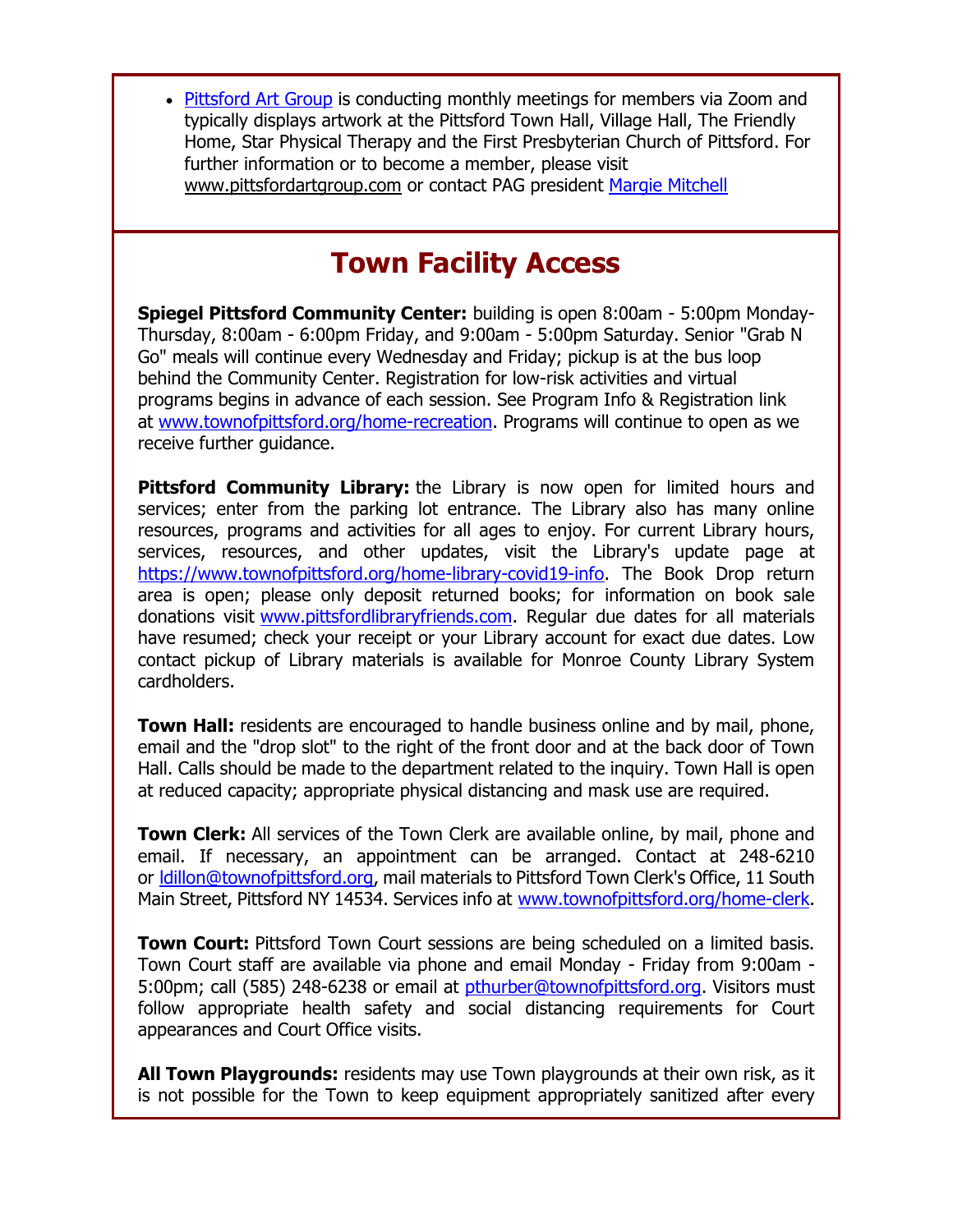- Pittsford Art Group is conducting monthly meetings for members via Zoom and typically displays artwork at the Pittsford Town Hall, Village Hall, The Friendly Home, Star Physical Therapy and the First Presbyterian Church of Pittsford. For further information or to become a member, please visit www.pittsfordartgroup.com or contact PAG president Margie Mitchell

## Town Facility Access

**Spiegel Pittsford Community Center:** building is open 8:00am - 5:00pm Monday-Thursday, 8:00am - 6:00pm Friday, and 9:00am - 5:00pm Saturday. Senior "Grab N Go" meals will continue every Wednesday and Friday; pickup is at the bus loop behind the Community Center. Registration for low-risk activities and virtual programs begins in advance of each session. See Program Info & Registration link at www.townofpittsford.org/home-recreation. Programs will continue to open as we receive further guidance.

**Pittsford Community Library:** the Library is now open for limited hours and services; enter from the parking lot entrance. The Library also has many online resources, programs and activities for all ages to enjoy. For current Library hours, services, resources, and other updates, visit the Library's update page at https://www.townofpittsford.org/home-library-covid19-info. The Book Drop return area is open; please only deposit returned books; for information on book sale donations visit www.pittsfordlibraryfriends.com. Regular due dates for all materials have resumed; check your receipt or your Library account for exact due dates. Low contact pickup of Library materials is available for Monroe County Library System cardholders.

**Town Hall:** residents are encouraged to handle business online and by mail, phone, email and the "drop slot" to the right of the front door and at the back door of Town Hall. Calls should be made to the department related to the inquiry. Town Hall is open at reduced capacity; appropriate physical distancing and mask use are required.

**Town Clerk:** All services of the Town Clerk are available online, by mail, phone and email. If necessary, an appointment can be arranged. Contact at 248-6210 or ldillon@townofpittsford.org, mail materials to Pittsford Town Clerk's Office, 11 South Main Street, Pittsford NY 14534. Services info at www.townofpittsford.org/home-clerk.

**Town Court:** Pittsford Town Court sessions are being scheduled on a limited basis. Town Court staff are available via phone and email Monday - Friday from 9:00am - 5:00pm; call (585) 248-6238 or email at pthurber@townofpittsford.org. Visitors must follow appropriate health safety and social distancing requirements for Court appearances and Court Office visits.

**All Town Playgrounds:** residents may use Town playgrounds at their own risk, as it is not possible for the Town to keep equipment appropriately sanitized after every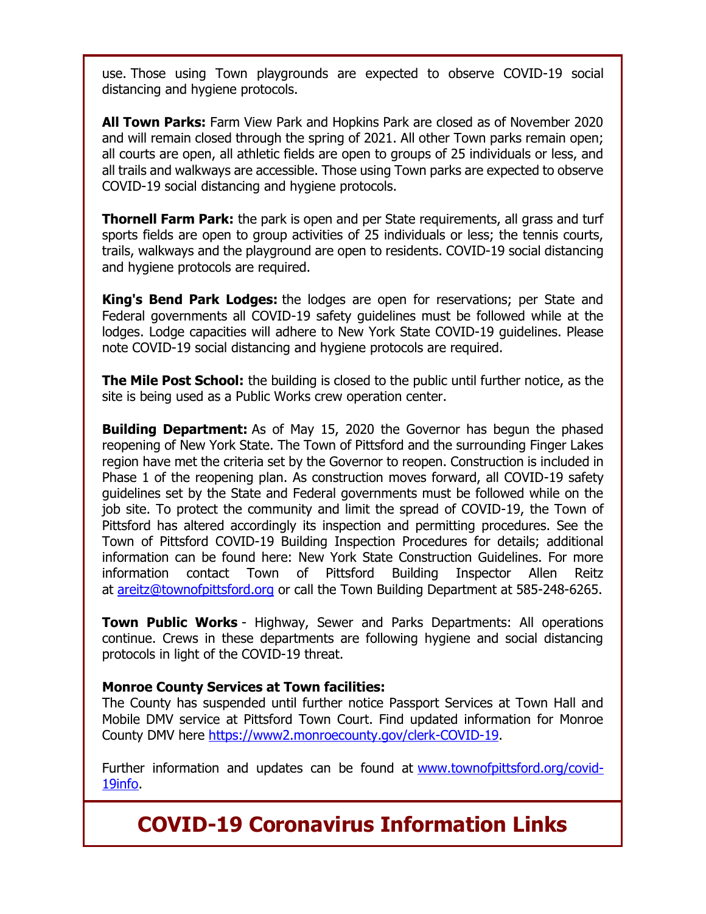use. Those using Town playgrounds are expected to observe COVID-19 social distancing and hygiene protocols.

**All Town Parks:** Farm View Park and Hopkins Park are closed as of November 2020 and will remain closed through the spring of 2021. All other Town parks remain open; all courts are open, all athletic fields are open to groups of 25 individuals or less, and all trails and walkways are accessible. Those using Town parks are expected to observe COVID-19 social distancing and hygiene protocols.

**Thornell Farm Park:** the park is open and per State requirements, all grass and turf sports fields are open to group activities of 25 individuals or less; the tennis courts, trails, walkways and the playground are open to residents. COVID-19 social distancing and hygiene protocols are required.

**King's Bend Park Lodges:** the lodges are open for reservations; per State and Federal governments all COVID-19 safety guidelines must be followed while at the lodges. Lodge capacities will adhere to New York State COVID-19 guidelines. Please note COVID-19 social distancing and hygiene protocols are required.

**The Mile Post School:** the building is closed to the public until further notice, as the site is being used as a Public Works crew operation center.

**Building Department:** As of May 15, 2020 the Governor has begun the phased reopening of New York State. The Town of Pittsford and the surrounding Finger Lakes region have met the criteria set by the Governor to reopen. Construction is included in Phase 1 of the reopening plan. As construction moves forward, all COVID-19 safety guidelines set by the State and Federal governments must be followed while on the job site. To protect the community and limit the spread of COVID-19, the Town of Pittsford has altered accordingly its inspection and permitting procedures. See the Town of Pittsford COVID-19 Building Inspection Procedures for details; additional information can be found here: New York State Construction Guidelines. For more information contact Town of Pittsford Building Inspector Allen Reitz at areitz@townofpittsford.org or call the Town Building Department at 585-248-6265.

**Town Public Works** - Highway, Sewer and Parks Departments: All operations continue. Crews in these departments are following hygiene and social distancing protocols in light of the COVID-19 threat.

**Monroe County Services at Town facilities:**
The County has suspended until further notice Passport Services at Town Hall and Mobile DMV service at Pittsford Town Court. Find updated information for Monroe County DMV here https://www2.monroecounty.gov/clerk-COVID-19.

Further information and updates can be found at www.townofpittsford.org/covid-19info.

# COVID-19 Coronavirus Information Links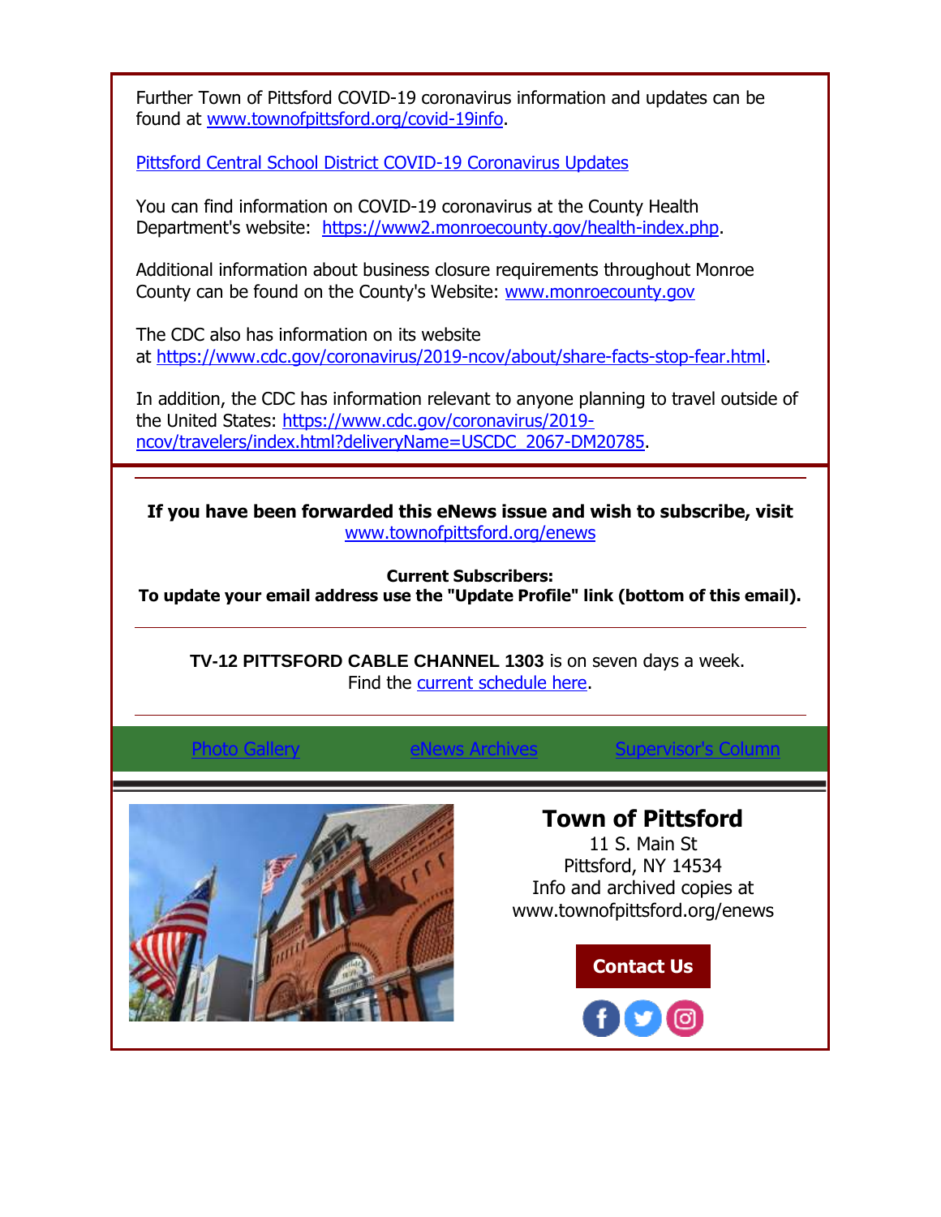Further Town of Pittsford COVID-19 coronavirus information and updates can be found at www.townofpittsford.org/covid-19info.

Pittsford Central School District COVID-19 Coronavirus Updates

You can find information on COVID-19 coronavirus at the County Health Department's website: https://www2.monroecounty.gov/health-index.php.

Additional information about business closure requirements throughout Monroe County can be found on the County's Website: www.monroecounty.gov

The CDC also has information on its website at https://www.cdc.gov/coronavirus/2019-ncov/about/share-facts-stop-fear.html.

In addition, the CDC has information relevant to anyone planning to travel outside of the United States: https://www.cdc.gov/coronavirus/2019-ncov/travelers/index.html?deliveryName=USCDC_2067-DM20785.

---

**If you have been forwarded this eNews issue and wish to subscribe, visit** www.townofpittsford.org/enews

**Current Subscribers:**
**To update your email address use the "Update Profile" link (bottom of this email).**

---

**TV-12 PITTSFORD CABLE CHANNEL 1303** is on seven days a week.
Find the current schedule here.

---

Photo Gallery | eNews Archives | Supervisor's Column

---

## Town of Pittsford

11 S. Main St
Pittsford, NY 14534
Info and archived copies at
www.townofpittsford.org/enews

**Contact Us**